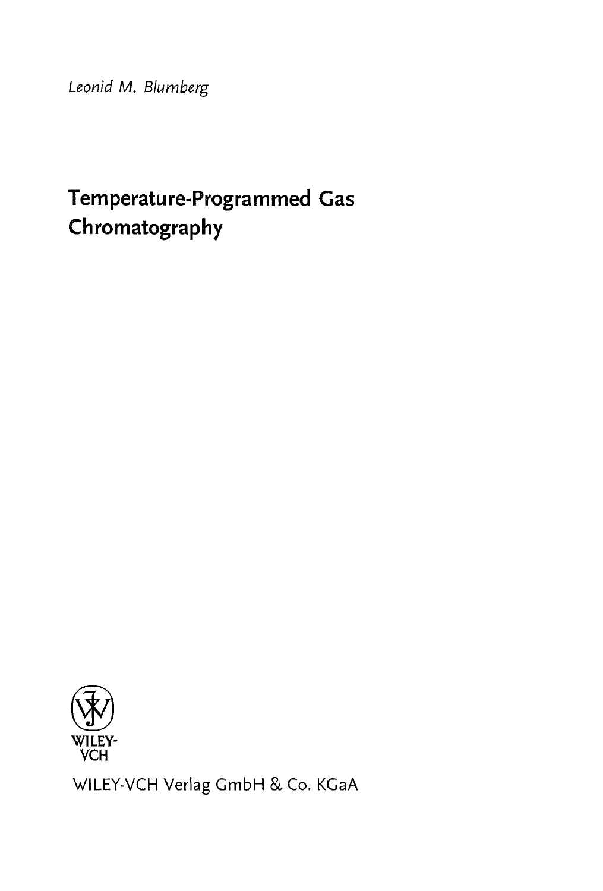*Leonid M. Blumberg*

# Temperature-Programmed Gas Chromatography

WILEY-VCH

WILEY-VCH Verlag GmbH & Co. KGaA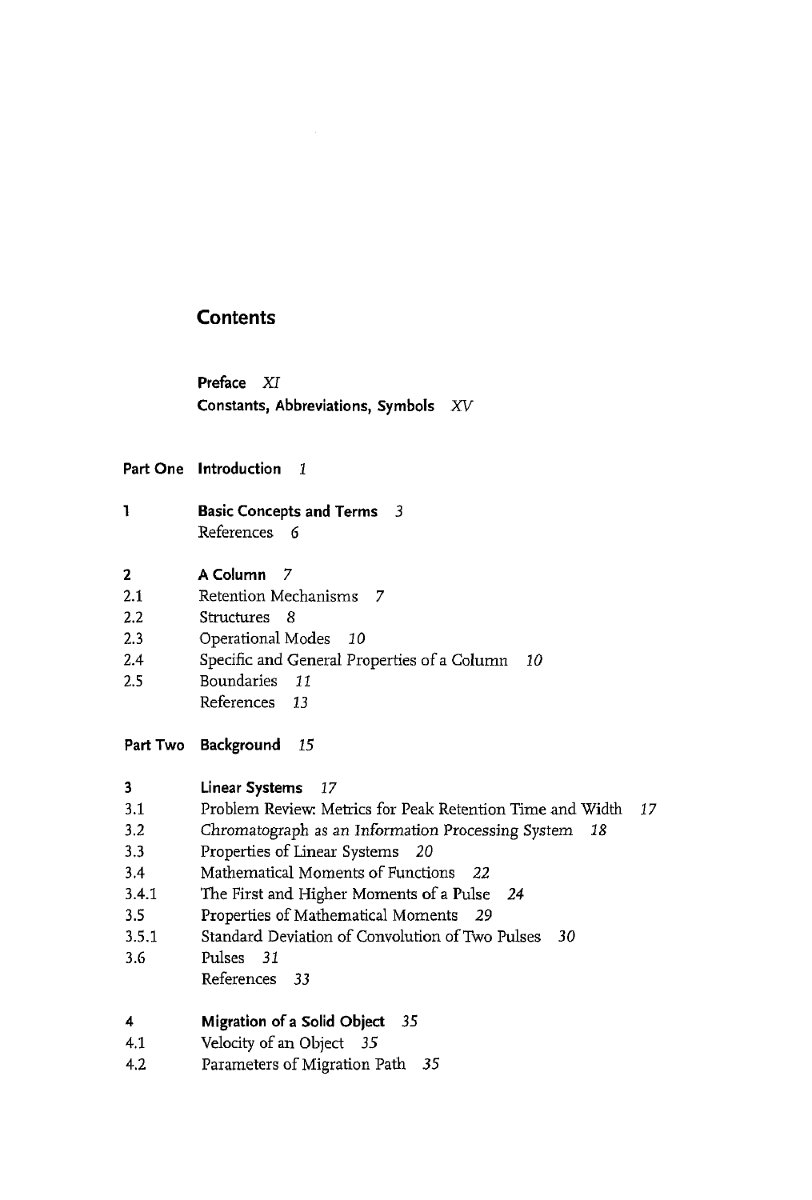# Contents

**Preface** *XI*
**Constants, Abbreviations, Symbols** *XV*

**Part One Introduction** *1*

**1 Basic Concepts and Terms** *3*
References *6*

**2 A Column** *7*
2.1 Retention Mechanisms *7*
2.2 Structures *8*
2.3 Operational Modes *10*
2.4 Specific and General Properties of a Column *10*
2.5 Boundaries *11*
References *13*

**Part Two Background** *15*

**3 Linear Systems** *17*
3.1 Problem Review: Metrics for Peak Retention Time and Width *17*
3.2 Chromatograph as an Information Processing System *18*
3.3 Properties of Linear Systems *20*
3.4 Mathematical Moments of Functions *22*
3.4.1 The First and Higher Moments of a Pulse *24*
3.5 Properties of Mathematical Moments *29*
3.5.1 Standard Deviation of Convolution of Two Pulses *30*
3.6 Pulses *31*
References *33*

**4 Migration of a Solid Object** *35*
4.1 Velocity of an Object *35*
4.2 Parameters of Migration Path *35*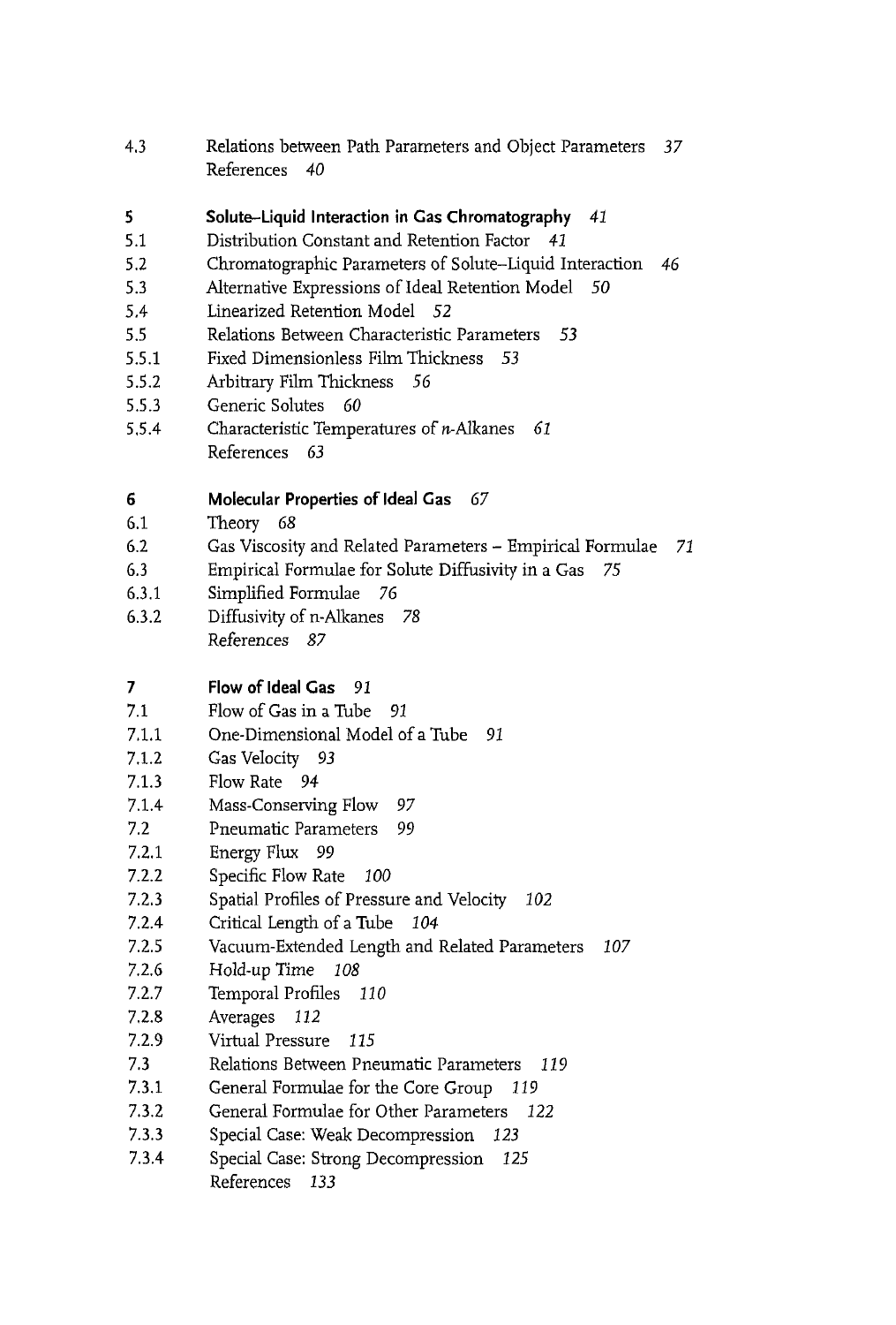4.3 Relations between Path Parameters and Object Parameters *37*
References *40*

**5 Solute–Liquid Interaction in Gas Chromatography** *41*

5.1 Distribution Constant and Retention Factor *41*
5.2 Chromatographic Parameters of Solute–Liquid Interaction *46*
5.3 Alternative Expressions of Ideal Retention Model *50*
5.4 Linearized Retention Model *52*
5.5 Relations Between Characteristic Parameters *53*
5.5.1 Fixed Dimensionless Film Thickness *53*
5.5.2 Arbitrary Film Thickness *56*
5.5.3 Generic Solutes *60*
5.5.4 Characteristic Temperatures of *n*-Alkanes *61*
References *63*

**6 Molecular Properties of Ideal Gas** *67*

6.1 Theory *68*
6.2 Gas Viscosity and Related Parameters – Empirical Formulae *71*
6.3 Empirical Formulae for Solute Diffusivity in a Gas *75*
6.3.1 Simplified Formulae *76*
6.3.2 Diffusivity of n-Alkanes *78*
References *87*

**7 Flow of Ideal Gas** *91*

7.1 Flow of Gas in a Tube *91*
7.1.1 One-Dimensional Model of a Tube *91*
7.1.2 Gas Velocity *93*
7.1.3 Flow Rate *94*
7.1.4 Mass-Conserving Flow *97*
7.2 Pneumatic Parameters *99*
7.2.1 Energy Flux *99*
7.2.2 Specific Flow Rate *100*
7.2.3 Spatial Profiles of Pressure and Velocity *102*
7.2.4 Critical Length of a Tube *104*
7.2.5 Vacuum-Extended Length and Related Parameters *107*
7.2.6 Hold-up Time *108*
7.2.7 Temporal Profiles *110*
7.2.8 Averages *112*
7.2.9 Virtual Pressure *115*
7.3 Relations Between Pneumatic Parameters *119*
7.3.1 General Formulae for the Core Group *119*
7.3.2 General Formulae for Other Parameters *122*
7.3.3 Special Case: Weak Decompression *123*
7.3.4 Special Case: Strong Decompression *125*
References *133*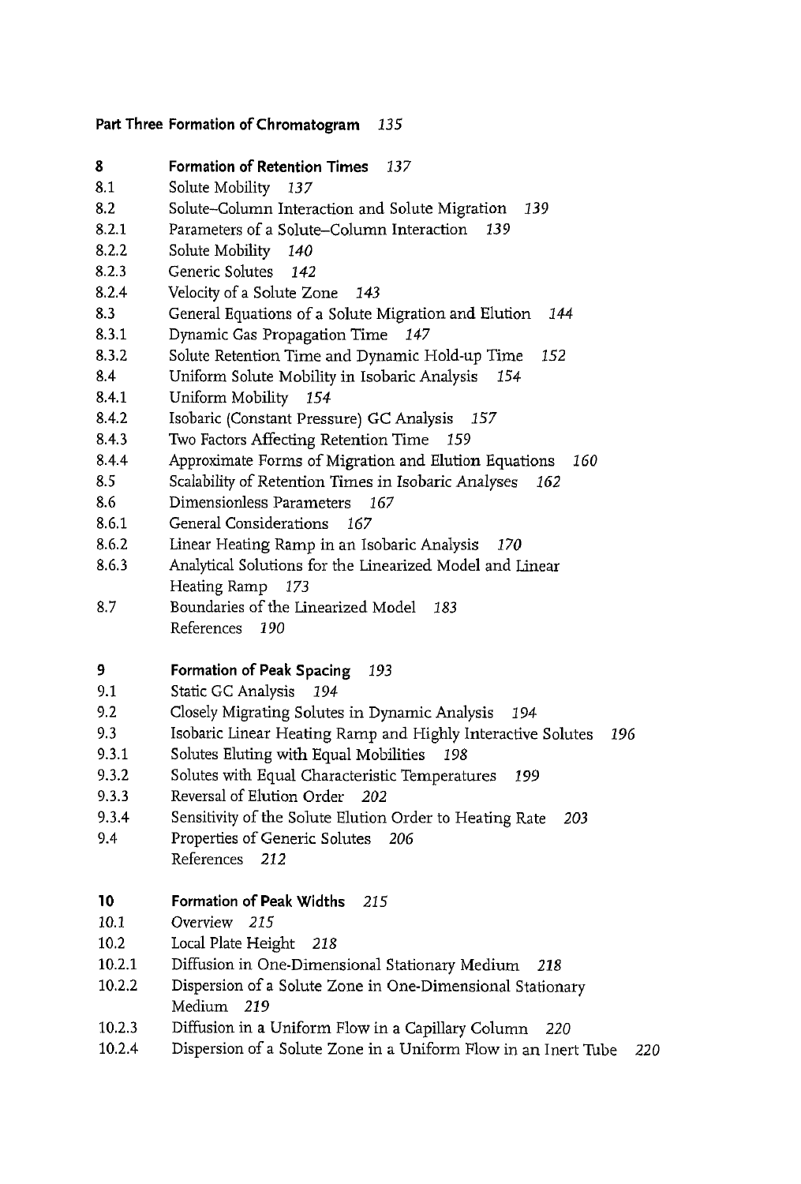**Part Three Formation of Chromatogram** *135*

**8 Formation of Retention Times** *137*

8.1 Solute Mobility *137*
8.2 Solute–Column Interaction and Solute Migration *139*
8.2.1 Parameters of a Solute–Column Interaction *139*
8.2.2 Solute Mobility *140*
8.2.3 Generic Solutes *142*
8.2.4 Velocity of a Solute Zone *143*
8.3 General Equations of a Solute Migration and Elution *144*
8.3.1 Dynamic Gas Propagation Time *147*
8.3.2 Solute Retention Time and Dynamic Hold-up Time *152*
8.4 Uniform Solute Mobility in Isobaric Analysis *154*
8.4.1 Uniform Mobility *154*
8.4.2 Isobaric (Constant Pressure) GC Analysis *157*
8.4.3 Two Factors Affecting Retention Time *159*
8.4.4 Approximate Forms of Migration and Elution Equations *160*
8.5 Scalability of Retention Times in Isobaric Analyses *162*
8.6 Dimensionless Parameters *167*
8.6.1 General Considerations *167*
8.6.2 Linear Heating Ramp in an Isobaric Analysis *170*
8.6.3 Analytical Solutions for the Linearized Model and Linear Heating Ramp *173*
8.7 Boundaries of the Linearized Model *183*
References *190*

**9 Formation of Peak Spacing** *193*

9.1 Static GC Analysis *194*
9.2 Closely Migrating Solutes in Dynamic Analysis *194*
9.3 Isobaric Linear Heating Ramp and Highly Interactive Solutes *196*
9.3.1 Solutes Eluting with Equal Mobilities *198*
9.3.2 Solutes with Equal Characteristic Temperatures *199*
9.3.3 Reversal of Elution Order *202*
9.3.4 Sensitivity of the Solute Elution Order to Heating Rate *203*
9.4 Properties of Generic Solutes *206*
References *212*

**10 Formation of Peak Widths** *215*

10.1 Overview *215*
10.2 Local Plate Height *218*
10.2.1 Diffusion in One-Dimensional Stationary Medium *218*
10.2.2 Dispersion of a Solute Zone in One-Dimensional Stationary Medium *219*
10.2.3 Diffusion in a Uniform Flow in a Capillary Column *220*
10.2.4 Dispersion of a Solute Zone in a Uniform Flow in an Inert Tube *220*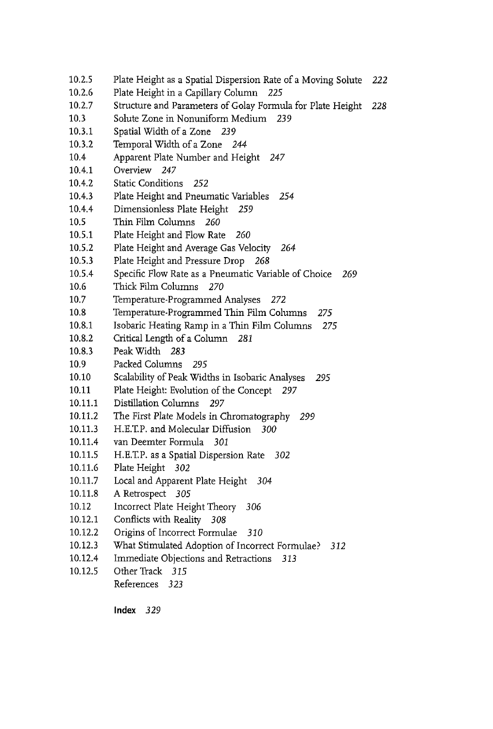10.2.5 Plate Height as a Spatial Dispersion Rate of a Moving Solute *222*
10.2.6 Plate Height in a Capillary Column *225*
10.2.7 Structure and Parameters of Golay Formula for Plate Height *228*
10.3 Solute Zone in Nonuniform Medium *239*
10.3.1 Spatial Width of a Zone *239*
10.3.2 Temporal Width of a Zone *244*
10.4 Apparent Plate Number and Height *247*
10.4.1 Overview *247*
10.4.2 Static Conditions *252*
10.4.3 Plate Height and Pneumatic Variables *254*
10.4.4 Dimensionless Plate Height *259*
10.5 Thin Film Columns *260*
10.5.1 Plate Height and Flow Rate *260*
10.5.2 Plate Height and Average Gas Velocity *264*
10.5.3 Plate Height and Pressure Drop *268*
10.5.4 Specific Flow Rate as a Pneumatic Variable of Choice *269*
10.6 Thick Film Columns *270*
10.7 Temperature-Programmed Analyses *272*
10.8 Temperature-Programmed Thin Film Columns *275*
10.8.1 Isobaric Heating Ramp in a Thin Film Columns *275*
10.8.2 Critical Length of a Column *281*
10.8.3 Peak Width *283*
10.9 Packed Columns *295*
10.10 Scalability of Peak Widths in Isobaric Analyses *295*
10.11 Plate Height: Evolution of the Concept *297*
10.11.1 Distillation Columns *297*
10.11.2 The First Plate Models in Chromatography *299*
10.11.3 H.E.T.P. and Molecular Diffusion *300*
10.11.4 van Deemter Formula *301*
10.11.5 H.E.T.P. as a Spatial Dispersion Rate *302*
10.11.6 Plate Height *302*
10.11.7 Local and Apparent Plate Height *304*
10.11.8 A Retrospect *305*
10.12 Incorrect Plate Height Theory *306*
10.12.1 Conflicts with Reality *308*
10.12.2 Origins of Incorrect Formulae *310*
10.12.3 What Stimulated Adoption of Incorrect Formulae? *312*
10.12.4 Immediate Objections and Retractions *313*
10.12.5 Other Track *315*
References *323*

**Index** *329*